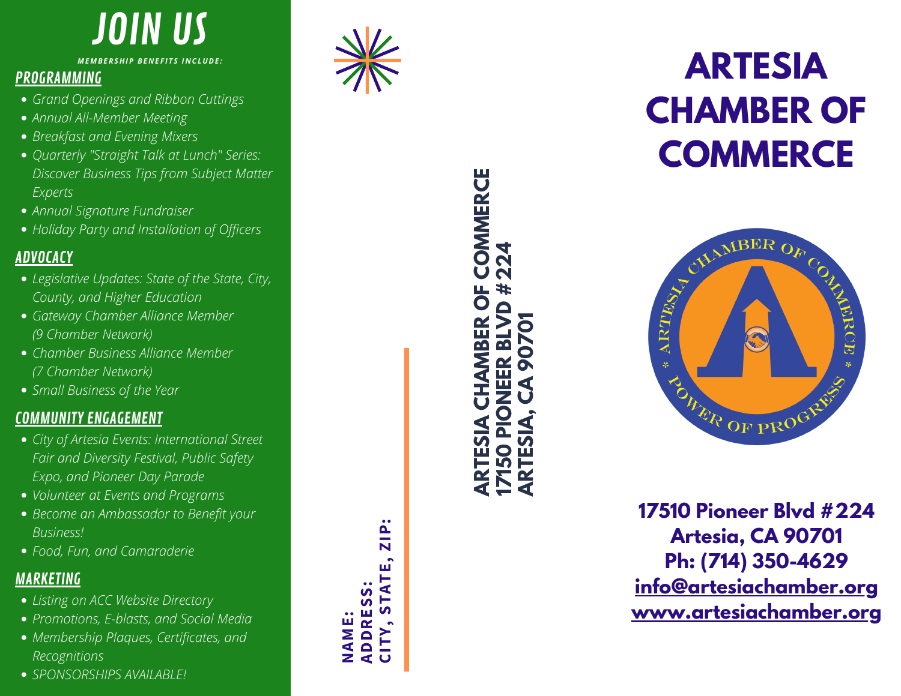# JOIN US

***MEMBERSHIP BENEFITS INCLUDE:***

## PROGRAMMING

- *Grand Openings and Ribbon Cuttings*
- *Annual All-Member Meeting*
- *Breakfast and Evening Mixers*
- *Quarterly "Straight Talk at Lunch" Series: Discover Business Tips from Subject Matter Experts*
- *Annual Signature Fundraiser*
- *Holiday Party and Installation of Officers*

## ADVOCACY

- *Legislative Updates: State of the State, City, County, and Higher Education*
- *Gateway Chamber Alliance Member (9 Chamber Network)*
- *Chamber Business Alliance Member (7 Chamber Network)*
- *Small Business of the Year*

## COMMUNITY ENGAGEMENT

- *City of Artesia Events: International Street Fair and Diversity Festival, Public Safety Expo, and Pioneer Day Parade*
- *Volunteer at Events and Programs*
- *Become an Ambassador to Benefit your Business!*
- *Food, Fun, and Camaraderie*

## MARKETING

- *Listing on ACC Website Directory*
- *Promotions, E-blasts, and Social Media*
- *Membership Plaques, Certificates, and Recognitions*
- *SPONSORSHIPS AVAILABLE!*

**NAME:**
**ADDRESS:**
**CITY, STATE, ZIP:**

**ARTESIA CHAMBER OF COMMERCE**
**17150 PIONEER BLVD #224**
**ARTESIA, CA 90701**

# ARTESIA CHAMBER OF COMMERCE

ARTESIA CHAMBER OF COMMERCE * POWER OF PROGRESS *

**17510 Pioneer Blvd #224**
**Artesia, CA 90701**
**Ph: (714) 350-4629**
**info@artesiachamber.org**
**www.artesiachamber.org**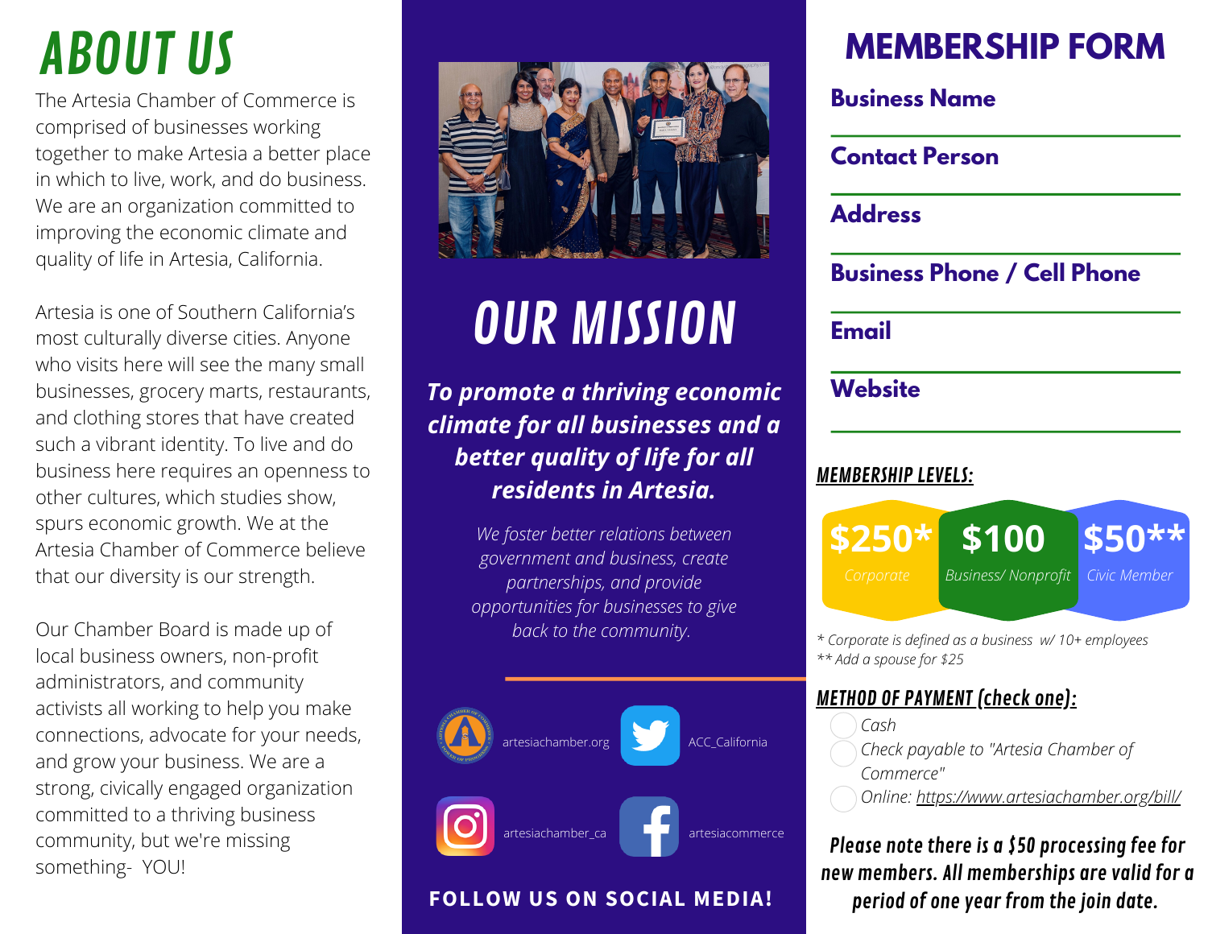# ABOUT US

The Artesia Chamber of Commerce is comprised of businesses working together to make Artesia a better place in which to live, work, and do business. We are an organization committed to improving the economic climate and quality of life in Artesia, California.

Artesia is one of Southern California's most culturally diverse cities. Anyone who visits here will see the many small businesses, grocery marts, restaurants, and clothing stores that have created such a vibrant identity. To live and do business here requires an openness to other cultures, which studies show, spurs economic growth. We at the Artesia Chamber of Commerce believe that our diversity is our strength.

Our Chamber Board is made up of local business owners, non-profit administrators, and community activists all working to help you make connections, advocate for your needs, and grow your business. We are a strong, civically engaged organization committed to a thriving business community, but we're missing something- YOU!

# OUR MISSION

***To promote a thriving economic climate for all businesses and a better quality of life for all residents in Artesia.***

*We foster better relations between government and business, create partnerships, and provide opportunities for businesses to give back to the community.*

artesiachamber.org

ACC_California

artesiachamber_ca

artesiacommerce

**FOLLOW US ON SOCIAL MEDIA!**

# MEMBERSHIP FORM

**Business Name**

**Contact Person**

**Address**

**Business Phone / Cell Phone**

**Email**

**Website**

***MEMBERSHIP LEVELS:***

| | | |
|---|---|---|
| **$250*** | **$100** | **$50**** |
| *Corporate* | *Business/ Nonprofit* | *Civic Member* |

*\* Corporate is defined as a business w/ 10+ employees*
*\*\* Add a spouse for $25*

***METHOD OF PAYMENT (check one):***

- ○ *Cash*
- ○ *Check payable to "Artesia Chamber of Commerce"*
- ○ *Online: https://www.artesiachamber.org/bill/*

***Please note there is a $50 processing fee for new members. All memberships are valid for a period of one year from the join date.***